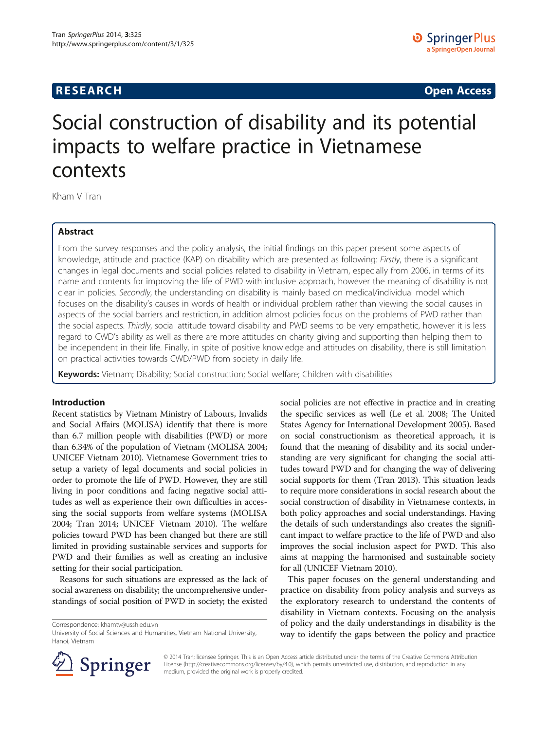# RESEARCH

**Open Access**

# Social construction of disability and its potential impacts to welfare practice in Vietnamese contexts

Kham V Tran

## Abstract

From the survey responses and the policy analysis, the initial findings on this paper present some aspects of knowledge, attitude and practice (KAP) on disability which are presented as following: *Firstly*, there is a significant changes in legal documents and social policies related to disability in Vietnam, especially from 2006, in terms of its name and contents for improving the life of PWD with inclusive approach, however the meaning of disability is not clear in policies. *Secondly*, the understanding on disability is mainly based on medical/individual model which focuses on the disability's causes in words of health or individual problem rather than viewing the social causes in aspects of the social barriers and restriction, in addition almost policies focus on the problems of PWD rather than the social aspects. *Thirdly*, social attitude toward disability and PWD seems to be very empathetic, however it is less regard to CWD's ability as well as there are more attitudes on charity giving and supporting than helping them to be independent in their life. Finally, in spite of positive knowledge and attitudes on disability, there is still limitation on practical activities towards CWD/PWD from society in daily life.

**Keywords:** Vietnam; Disability; Social construction; Social welfare; Children with disabilities

## Introduction

Recent statistics by Vietnam Ministry of Labours, Invalids and Social Affairs (MOLISA) identify that there is more than 6.7 million people with disabilities (PWD) or more than 6.34% of the population of Vietnam (MOLISA 2004; UNICEF Vietnam 2010). Vietnamese Government tries to setup a variety of legal documents and social policies in order to promote the life of PWD. However, they are still living in poor conditions and facing negative social attitudes as well as experience their own difficulties in accessing the social supports from welfare systems (MOLISA 2004; Tran 2014; UNICEF Vietnam 2010). The welfare policies toward PWD has been changed but there are still limited in providing sustainable services and supports for PWD and their families as well as creating an inclusive setting for their social participation.

Reasons for such situations are expressed as the lack of social awareness on disability; the uncomprehensive understandings of social position of PWD in society; the existed social policies are not effective in practice and in creating the specific services as well (Le et al. 2008; The United States Agency for International Development 2005). Based on social constructionism as theoretical approach, it is found that the meaning of disability and its social understanding are very significant for changing the social attitudes toward PWD and for changing the way of delivering social supports for them (Tran 2013). This situation leads to require more considerations in social research about the social construction of disability in Vietnamese contexts, in both policy approaches and social understandings. Having the details of such understandings also creates the significant impact to welfare practice to the life of PWD and also improves the social inclusion aspect for PWD. This also aims at mapping the harmonised and sustainable society for all (UNICEF Vietnam 2010).

This paper focuses on the general understanding and practice on disability from policy analysis and surveys as the exploratory research to understand the contents of disability in Vietnam contexts. Focusing on the analysis of policy and the daily understandings in disability is the way to identify the gaps between the policy and practice

Correspondence: khamtv@ussh.edu.vn
University of Social Sciences and Humanities, Vietnam National University, Hanoi, Vietnam

© 2014 Tran; licensee Springer. This is an Open Access article distributed under the terms of the Creative Commons Attribution License (http://creativecommons.org/licenses/by/4.0), which permits unrestricted use, distribution, and reproduction in any medium, provided the original work is properly credited.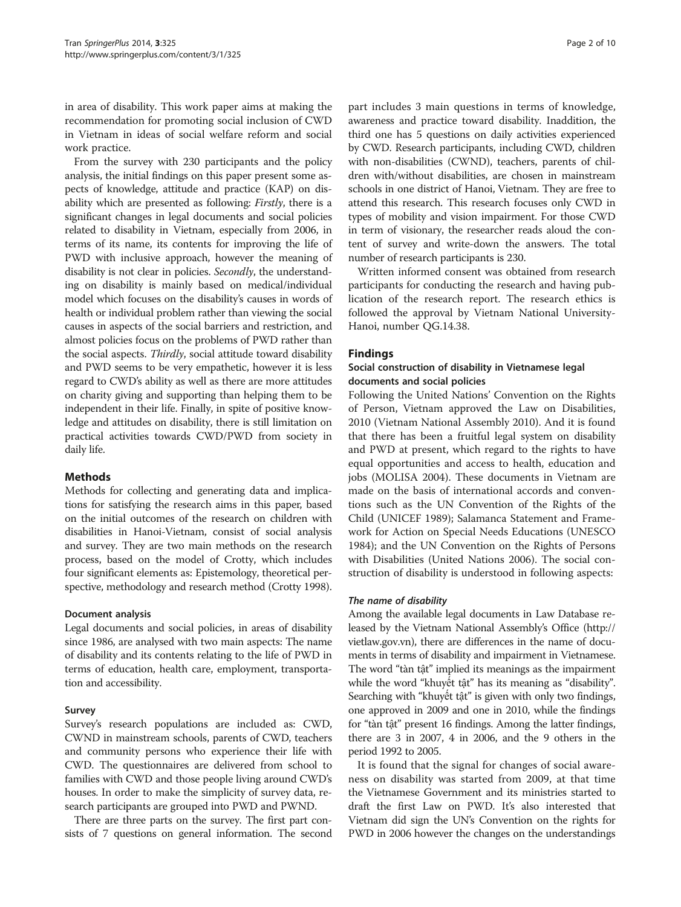in area of disability. This work paper aims at making the recommendation for promoting social inclusion of CWD in Vietnam in ideas of social welfare reform and social work practice.

From the survey with 230 participants and the policy analysis, the initial findings on this paper present some aspects of knowledge, attitude and practice (KAP) on disability which are presented as following: *Firstly*, there is a significant changes in legal documents and social policies related to disability in Vietnam, especially from 2006, in terms of its name, its contents for improving the life of PWD with inclusive approach, however the meaning of disability is not clear in policies. *Secondly*, the understanding on disability is mainly based on medical/individual model which focuses on the disability's causes in words of health or individual problem rather than viewing the social causes in aspects of the social barriers and restriction, and almost policies focus on the problems of PWD rather than the social aspects. *Thirdly*, social attitude toward disability and PWD seems to be very empathetic, however it is less regard to CWD's ability as well as there are more attitudes on charity giving and supporting than helping them to be independent in their life. Finally, in spite of positive knowledge and attitudes on disability, there is still limitation on practical activities towards CWD/PWD from society in daily life.

## Methods

Methods for collecting and generating data and implications for satisfying the research aims in this paper, based on the initial outcomes of the research on children with disabilities in Hanoi-Vietnam, consist of social analysis and survey. They are two main methods on the research process, based on the model of Crotty, which includes four significant elements as: Epistemology, theoretical perspective, methodology and research method (Crotty 1998).

### Document analysis

Legal documents and social policies, in areas of disability since 1986, are analysed with two main aspects: The name of disability and its contents relating to the life of PWD in terms of education, health care, employment, transportation and accessibility.

### Survey

Survey's research populations are included as: CWD, CWND in mainstream schools, parents of CWD, teachers and community persons who experience their life with CWD. The questionnaires are delivered from school to families with CWD and those people living around CWD's houses. In order to make the simplicity of survey data, research participants are grouped into PWD and PWND.

There are three parts on the survey. The first part consists of 7 questions on general information. The second part includes 3 main questions in terms of knowledge, awareness and practice toward disability. Inaddition, the third one has 5 questions on daily activities experienced by CWD. Research participants, including CWD, children with non-disabilities (CWND), teachers, parents of children with/without disabilities, are chosen in mainstream schools in one district of Hanoi, Vietnam. They are free to attend this research. This research focuses only CWD in types of mobility and vision impairment. For those CWD in term of visionary, the researcher reads aloud the content of survey and write-down the answers. The total number of research participants is 230.

Written informed consent was obtained from research participants for conducting the research and having publication of the research report. The research ethics is followed the approval by Vietnam National University-Hanoi, number QG.14.38.

## Findings

### Social construction of disability in Vietnamese legal documents and social policies

Following the United Nations' Convention on the Rights of Person, Vietnam approved the Law on Disabilities, 2010 (Vietnam National Assembly 2010). And it is found that there has been a fruitful legal system on disability and PWD at present, which regard to the rights to have equal opportunities and access to health, education and jobs (MOLISA 2004). These documents in Vietnam are made on the basis of international accords and conventions such as the UN Convention of the Rights of the Child (UNICEF 1989); Salamanca Statement and Framework for Action on Special Needs Educations (UNESCO 1984); and the UN Convention on the Rights of Persons with Disabilities (United Nations 2006). The social construction of disability is understood in following aspects:

#### *The name of disability*

Among the available legal documents in Law Database released by the Vietnam National Assembly's Office (http://vietlaw.gov.vn), there are differences in the name of documents in terms of disability and impairment in Vietnamese. The word "tàn tật" implied its meanings as the impairment while the word "khuyết tật" has its meaning as "disability". Searching with "khuyết tật" is given with only two findings, one approved in 2009 and one in 2010, while the findings for "tàn tật" present 16 findings. Among the latter findings, there are 3 in 2007, 4 in 2006, and the 9 others in the period 1992 to 2005.

It is found that the signal for changes of social awareness on disability was started from 2009, at that time the Vietnamese Government and its ministries started to draft the first Law on PWD. It's also interested that Vietnam did sign the UN's Convention on the rights for PWD in 2006 however the changes on the understandings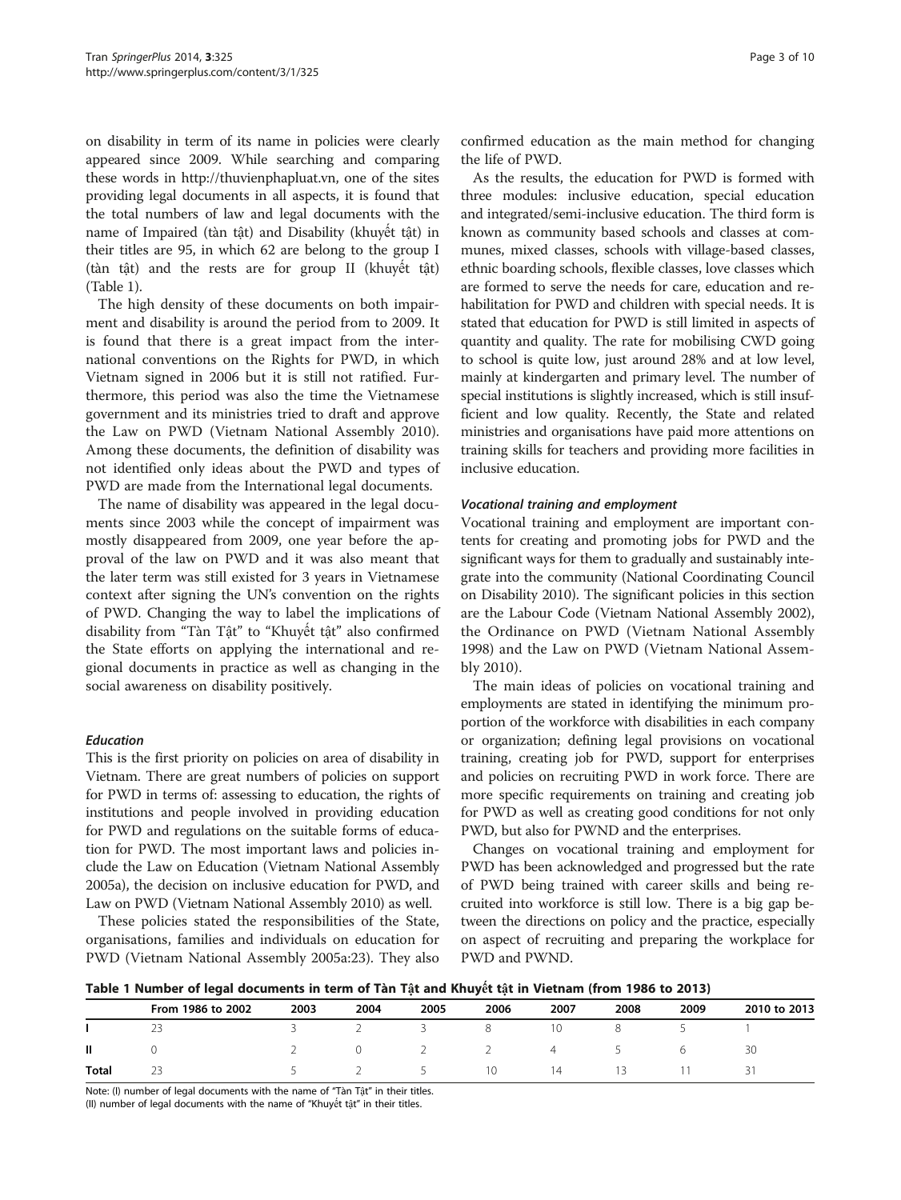on disability in term of its name in policies were clearly appeared since 2009. While searching and comparing these words in http://thuvienphapluat.vn, one of the sites providing legal documents in all aspects, it is found that the total numbers of law and legal documents with the name of Impaired (tàn tật) and Disability (khuyết tật) in their titles are 95, in which 62 are belong to the group I (tàn tật) and the rests are for group II (khuyết tật) (Table 1).

The high density of these documents on both impairment and disability is around the period from to 2009. It is found that there is a great impact from the international conventions on the Rights for PWD, in which Vietnam signed in 2006 but it is still not ratified. Furthermore, this period was also the time the Vietnamese government and its ministries tried to draft and approve the Law on PWD (Vietnam National Assembly 2010). Among these documents, the definition of disability was not identified only ideas about the PWD and types of PWD are made from the International legal documents.

The name of disability was appeared in the legal documents since 2003 while the concept of impairment was mostly disappeared from 2009, one year before the approval of the law on PWD and it was also meant that the later term was still existed for 3 years in Vietnamese context after signing the UN's convention on the rights of PWD. Changing the way to label the implications of disability from "Tàn Tật" to "Khuyết tật" also confirmed the State efforts on applying the international and regional documents in practice as well as changing in the social awareness on disability positively.

#### *Education*

This is the first priority on policies on area of disability in Vietnam. There are great numbers of policies on support for PWD in terms of: assessing to education, the rights of institutions and people involved in providing education for PWD and regulations on the suitable forms of education for PWD. The most important laws and policies include the Law on Education (Vietnam National Assembly 2005a), the decision on inclusive education for PWD, and Law on PWD (Vietnam National Assembly 2010) as well.

These policies stated the responsibilities of the State, organisations, families and individuals on education for PWD (Vietnam National Assembly 2005a:23). They also confirmed education as the main method for changing the life of PWD.

As the results, the education for PWD is formed with three modules: inclusive education, special education and integrated/semi-inclusive education. The third form is known as community based schools and classes at communes, mixed classes, schools with village-based classes, ethnic boarding schools, flexible classes, love classes which are formed to serve the needs for care, education and rehabilitation for PWD and children with special needs. It is stated that education for PWD is still limited in aspects of quantity and quality. The rate for mobilising CWD going to school is quite low, just around 28% and at low level, mainly at kindergarten and primary level. The number of special institutions is slightly increased, which is still insufficient and low quality. Recently, the State and related ministries and organisations have paid more attentions on training skills for teachers and providing more facilities in inclusive education.

#### *Vocational training and employment*

Vocational training and employment are important contents for creating and promoting jobs for PWD and the significant ways for them to gradually and sustainably integrate into the community (National Coordinating Council on Disability 2010). The significant policies in this section are the Labour Code (Vietnam National Assembly 2002), the Ordinance on PWD (Vietnam National Assembly 1998) and the Law on PWD (Vietnam National Assembly 2010).

The main ideas of policies on vocational training and employments are stated in identifying the minimum proportion of the workforce with disabilities in each company or organization; defining legal provisions on vocational training, creating job for PWD, support for enterprises and policies on recruiting PWD in work force. There are more specific requirements on training and creating job for PWD as well as creating good conditions for not only PWD, but also for PWND and the enterprises.

Changes on vocational training and employment for PWD has been acknowledged and progressed but the rate of PWD being trained with career skills and being recruited into workforce is still low. There is a big gap between the directions on policy and the practice, especially on aspect of recruiting and preparing the workplace for PWD and PWND.

**Table 1 Number of legal documents in term of Tàn Tật and Khuyết tật in Vietnam (from 1986 to 2013)**

| | From 1986 to 2002 | 2003 | 2004 | 2005 | 2006 | 2007 | 2008 | 2009 | 2010 to 2013 |
|---|---|---|---|---|---|---|---|---|---|
| **I** | 23 | 3 | 2 | 3 | 8 | 10 | 8 | 5 | 1 |
| **II** | 0 | 2 | 0 | 2 | 2 | 4 | 5 | 6 | 30 |
| **Total** | 23 | 5 | 2 | 5 | 10 | 14 | 13 | 11 | 31 |

Note: (I) number of legal documents with the name of "Tàn Tật" in their titles.
(II) number of legal documents with the name of "Khuyết tật" in their titles.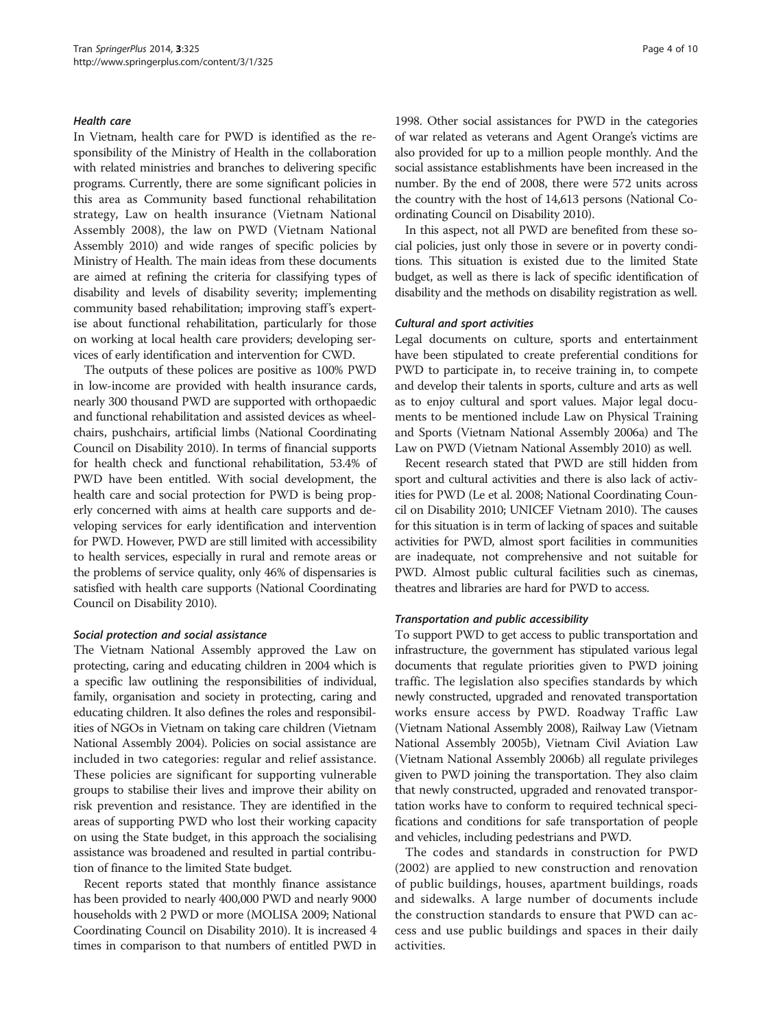#### *Health care*

In Vietnam, health care for PWD is identified as the responsibility of the Ministry of Health in the collaboration with related ministries and branches to delivering specific programs. Currently, there are some significant policies in this area as Community based functional rehabilitation strategy, Law on health insurance (Vietnam National Assembly 2008), the law on PWD (Vietnam National Assembly 2010) and wide ranges of specific policies by Ministry of Health. The main ideas from these documents are aimed at refining the criteria for classifying types of disability and levels of disability severity; implementing community based rehabilitation; improving staff's expertise about functional rehabilitation, particularly for those on working at local health care providers; developing services of early identification and intervention for CWD.

The outputs of these polices are positive as 100% PWD in low-income are provided with health insurance cards, nearly 300 thousand PWD are supported with orthopaedic and functional rehabilitation and assisted devices as wheelchairs, pushchairs, artificial limbs (National Coordinating Council on Disability 2010). In terms of financial supports for health check and functional rehabilitation, 53.4% of PWD have been entitled. With social development, the health care and social protection for PWD is being properly concerned with aims at health care supports and developing services for early identification and intervention for PWD. However, PWD are still limited with accessibility to health services, especially in rural and remote areas or the problems of service quality, only 46% of dispensaries is satisfied with health care supports (National Coordinating Council on Disability 2010).

#### *Social protection and social assistance*

The Vietnam National Assembly approved the Law on protecting, caring and educating children in 2004 which is a specific law outlining the responsibilities of individual, family, organisation and society in protecting, caring and educating children. It also defines the roles and responsibilities of NGOs in Vietnam on taking care children (Vietnam National Assembly 2004). Policies on social assistance are included in two categories: regular and relief assistance. These policies are significant for supporting vulnerable groups to stabilise their lives and improve their ability on risk prevention and resistance. They are identified in the areas of supporting PWD who lost their working capacity on using the State budget, in this approach the socialising assistance was broadened and resulted in partial contribution of finance to the limited State budget.

Recent reports stated that monthly finance assistance has been provided to nearly 400,000 PWD and nearly 9000 households with 2 PWD or more (MOLISA 2009; National Coordinating Council on Disability 2010). It is increased 4 times in comparison to that numbers of entitled PWD in 1998. Other social assistances for PWD in the categories of war related as veterans and Agent Orange's victims are also provided for up to a million people monthly. And the social assistance establishments have been increased in the number. By the end of 2008, there were 572 units across the country with the host of 14,613 persons (National Coordinating Council on Disability 2010).

In this aspect, not all PWD are benefited from these social policies, just only those in severe or in poverty conditions. This situation is existed due to the limited State budget, as well as there is lack of specific identification of disability and the methods on disability registration as well.

#### *Cultural and sport activities*

Legal documents on culture, sports and entertainment have been stipulated to create preferential conditions for PWD to participate in, to receive training in, to compete and develop their talents in sports, culture and arts as well as to enjoy cultural and sport values. Major legal documents to be mentioned include Law on Physical Training and Sports (Vietnam National Assembly 2006a) and The Law on PWD (Vietnam National Assembly 2010) as well.

Recent research stated that PWD are still hidden from sport and cultural activities and there is also lack of activities for PWD (Le et al. 2008; National Coordinating Council on Disability 2010; UNICEF Vietnam 2010). The causes for this situation is in term of lacking of spaces and suitable activities for PWD, almost sport facilities in communities are inadequate, not comprehensive and not suitable for PWD. Almost public cultural facilities such as cinemas, theatres and libraries are hard for PWD to access.

#### *Transportation and public accessibility*

To support PWD to get access to public transportation and infrastructure, the government has stipulated various legal documents that regulate priorities given to PWD joining traffic. The legislation also specifies standards by which newly constructed, upgraded and renovated transportation works ensure access by PWD. Roadway Traffic Law (Vietnam National Assembly 2008), Railway Law (Vietnam National Assembly 2005b), Vietnam Civil Aviation Law (Vietnam National Assembly 2006b) all regulate privileges given to PWD joining the transportation. They also claim that newly constructed, upgraded and renovated transportation works have to conform to required technical specifications and conditions for safe transportation of people and vehicles, including pedestrians and PWD.

The codes and standards in construction for PWD (2002) are applied to new construction and renovation of public buildings, houses, apartment buildings, roads and sidewalks. A large number of documents include the construction standards to ensure that PWD can access and use public buildings and spaces in their daily activities.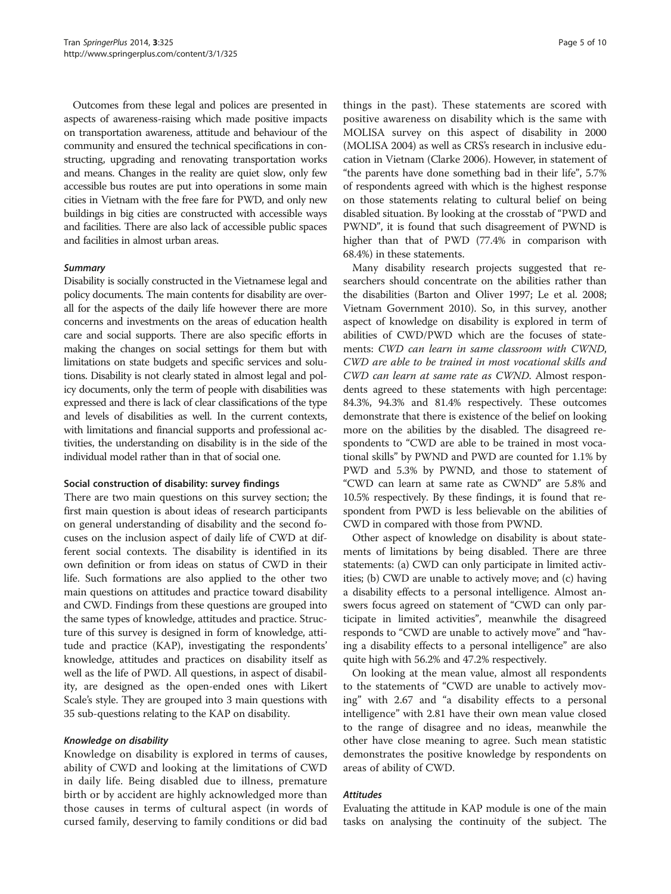Outcomes from these legal and polices are presented in aspects of awareness-raising which made positive impacts on transportation awareness, attitude and behaviour of the community and ensured the technical specifications in constructing, upgrading and renovating transportation works and means. Changes in the reality are quiet slow, only few accessible bus routes are put into operations in some main cities in Vietnam with the free fare for PWD, and only new buildings in big cities are constructed with accessible ways and facilities. There are also lack of accessible public spaces and facilities in almost urban areas.

#### *Summary*

Disability is socially constructed in the Vietnamese legal and policy documents. The main contents for disability are overall for the aspects of the daily life however there are more concerns and investments on the areas of education health care and social supports. There are also specific efforts in making the changes on social settings for them but with limitations on state budgets and specific services and solutions. Disability is not clearly stated in almost legal and policy documents, only the term of people with disabilities was expressed and there is lack of clear classifications of the type and levels of disabilities as well. In the current contexts, with limitations and financial supports and professional activities, the understanding on disability is in the side of the individual model rather than in that of social one.

### Social construction of disability: survey findings

There are two main questions on this survey section; the first main question is about ideas of research participants on general understanding of disability and the second focuses on the inclusion aspect of daily life of CWD at different social contexts. The disability is identified in its own definition or from ideas on status of CWD in their life. Such formations are also applied to the other two main questions on attitudes and practice toward disability and CWD. Findings from these questions are grouped into the same types of knowledge, attitudes and practice. Structure of this survey is designed in form of knowledge, attitude and practice (KAP), investigating the respondents' knowledge, attitudes and practices on disability itself as well as the life of PWD. All questions, in aspect of disability, are designed as the open-ended ones with Likert Scale's style. They are grouped into 3 main questions with 35 sub-questions relating to the KAP on disability.

#### *Knowledge on disability*

Knowledge on disability is explored in terms of causes, ability of CWD and looking at the limitations of CWD in daily life. Being disabled due to illness, premature birth or by accident are highly acknowledged more than those causes in terms of cultural aspect (in words of cursed family, deserving to family conditions or did bad things in the past). These statements are scored with positive awareness on disability which is the same with MOLISA survey on this aspect of disability in 2000 (MOLISA 2004) as well as CRS's research in inclusive education in Vietnam (Clarke 2006). However, in statement of "the parents have done something bad in their life", 5.7% of respondents agreed with which is the highest response on those statements relating to cultural belief on being disabled situation. By looking at the crosstab of "PWD and PWND", it is found that such disagreement of PWND is higher than that of PWD (77.4% in comparison with 68.4%) in these statements.

Many disability research projects suggested that researchers should concentrate on the abilities rather than the disabilities (Barton and Oliver 1997; Le et al. 2008; Vietnam Government 2010). So, in this survey, another aspect of knowledge on disability is explored in term of abilities of CWD/PWD which are the focuses of statements: *CWD can learn in same classroom with CWND*, *CWD are able to be trained in most vocational skills and CWD can learn at same rate as CWND*. Almost respondents agreed to these statements with high percentage: 84.3%, 94.3% and 81.4% respectively. These outcomes demonstrate that there is existence of the belief on looking more on the abilities by the disabled. The disagreed respondents to "CWD are able to be trained in most vocational skills" by PWND and PWD are counted for 1.1% by PWD and 5.3% by PWND, and those to statement of "CWD can learn at same rate as CWND" are 5.8% and 10.5% respectively. By these findings, it is found that respondent from PWD is less believable on the abilities of CWD in compared with those from PWND.

Other aspect of knowledge on disability is about statements of limitations by being disabled. There are three statements: (a) CWD can only participate in limited activities; (b) CWD are unable to actively move; and (c) having a disability effects to a personal intelligence. Almost answers focus agreed on statement of "CWD can only participate in limited activities", meanwhile the disagreed responds to "CWD are unable to actively move" and "having a disability effects to a personal intelligence" are also quite high with 56.2% and 47.2% respectively.

On looking at the mean value, almost all respondents to the statements of "CWD are unable to actively moving" with 2.67 and "a disability effects to a personal intelligence" with 2.81 have their own mean value closed to the range of disagree and no ideas, meanwhile the other have close meaning to agree. Such mean statistic demonstrates the positive knowledge by respondents on areas of ability of CWD.

#### *Attitudes*

Evaluating the attitude in KAP module is one of the main tasks on analysing the continuity of the subject. The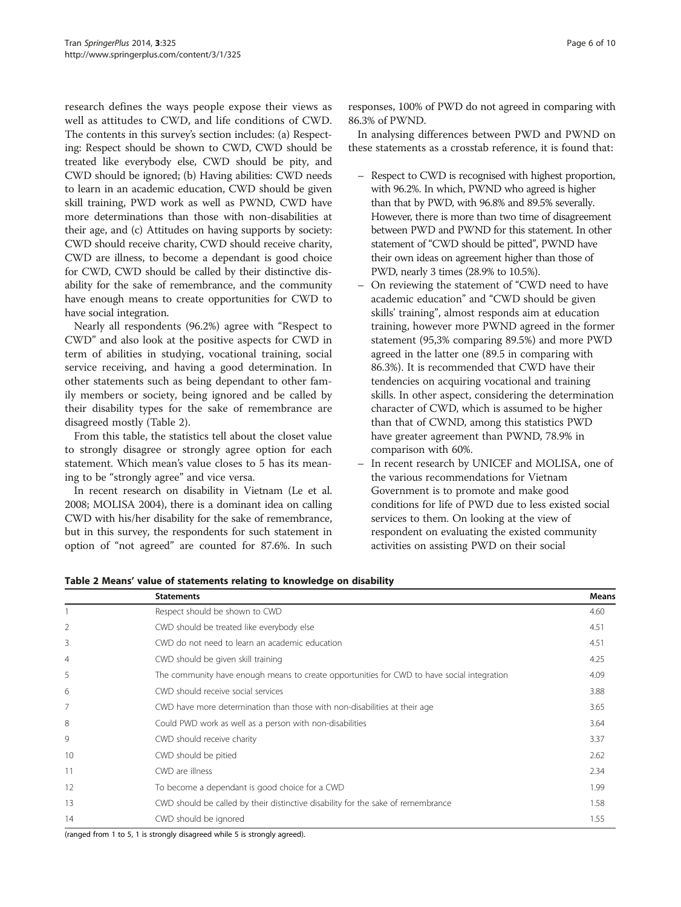research defines the ways people expose their views as well as attitudes to CWD, and life conditions of CWD. The contents in this survey's section includes: (a) Respecting: Respect should be shown to CWD, CWD should be treated like everybody else, CWD should be pity, and CWD should be ignored; (b) Having abilities: CWD needs to learn in an academic education, CWD should be given skill training, PWD work as well as PWND, CWD have more determinations than those with non-disabilities at their age, and (c) Attitudes on having supports by society: CWD should receive charity, CWD should receive charity, CWD are illness, to become a dependant is good choice for CWD, CWD should be called by their distinctive disability for the sake of remembrance, and the community have enough means to create opportunities for CWD to have social integration.

Nearly all respondents (96.2%) agree with "Respect to CWD" and also look at the positive aspects for CWD in term of abilities in studying, vocational training, social service receiving, and having a good determination. In other statements such as being dependant to other family members or society, being ignored and be called by their disability types for the sake of remembrance are disagreed mostly (Table 2).

From this table, the statistics tell about the closet value to strongly disagree or strongly agree option for each statement. Which mean's value closes to 5 has its meaning to be "strongly agree" and vice versa.

In recent research on disability in Vietnam (Le et al. 2008; MOLISA 2004), there is a dominant idea on calling CWD with his/her disability for the sake of remembrance, but in this survey, the respondents for such statement in option of "not agreed" are counted for 87.6%. In such responses, 100% of PWD do not agreed in comparing with 86.3% of PWND.

In analysing differences between PWD and PWND on these statements as a crosstab reference, it is found that:

- Respect to CWD is recognised with highest proportion, with 96.2%. In which, PWND who agreed is higher than that by PWD, with 96.8% and 89.5% severally. However, there is more than two time of disagreement between PWD and PWND for this statement. In other statement of "CWD should be pitted", PWND have their own ideas on agreement higher than those of PWD, nearly 3 times (28.9% to 10.5%).
- On reviewing the statement of "CWD need to have academic education" and "CWD should be given skills' training", almost responds aim at education training, however more PWND agreed in the former statement (95,3% comparing 89.5%) and more PWD agreed in the latter one (89.5 in comparing with 86.3%). It is recommended that CWD have their tendencies on acquiring vocational and training skills. In other aspect, considering the determination character of CWD, which is assumed to be higher than that of CWND, among this statistics PWD have greater agreement than PWND, 78.9% in comparison with 60%.
- In recent research by UNICEF and MOLISA, one of the various recommendations for Vietnam Government is to promote and make good conditions for life of PWD due to less existed social services to them. On looking at the view of respondent on evaluating the existed community activities on assisting PWD on their social

**Table 2 Means' value of statements relating to knowledge on disability**

| | Statements | Means |
|---|---|---|
| 1 | Respect should be shown to CWD | 4.60 |
| 2 | CWD should be treated like everybody else | 4.51 |
| 3 | CWD do not need to learn an academic education | 4.51 |
| 4 | CWD should be given skill training | 4.25 |
| 5 | The community have enough means to create opportunities for CWD to have social integration | 4.09 |
| 6 | CWD should receive social services | 3.88 |
| 7 | CWD have more determination than those with non-disabilities at their age | 3.65 |
| 8 | Could PWD work as well as a person with non-disabilities | 3.64 |
| 9 | CWD should receive charity | 3.37 |
| 10 | CWD should be pitied | 2.62 |
| 11 | CWD are illness | 2.34 |
| 12 | To become a dependant is good choice for a CWD | 1.99 |
| 13 | CWD should be called by their distinctive disability for the sake of remembrance | 1.58 |
| 14 | CWD should be ignored | 1.55 |

(ranged from 1 to 5, 1 is strongly disagreed while 5 is strongly agreed).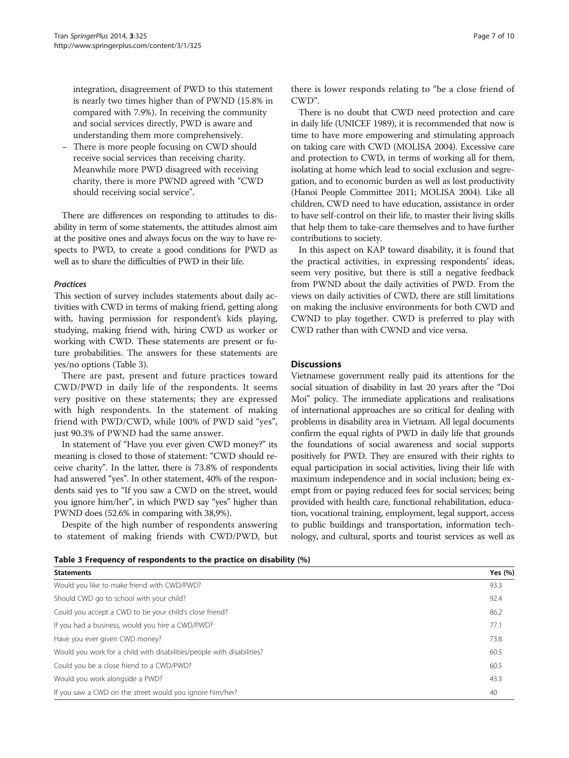integration, disagreement of PWD to this statement is nearly two times higher than of PWND (15.8% in compared with 7.9%). In receiving the community and social services directly, PWD is aware and understanding them more comprehensively.

– There is more people focusing on CWD should receive social services than receiving charity. Meanwhile more PWD disagreed with receiving charity, there is more PWND agreed with "CWD should receiving social service".

There are differences on responding to attitudes to disability in term of some statements, the attitudes almost aim at the positive ones and always focus on the way to have respects to PWD, to create a good conditions for PWD as well as to share the difficulties of PWD in their life.

### *Practices*

This section of survey includes statements about daily activities with CWD in terms of making friend, getting along with, having permission for respondent's kids playing, studying, making friend with, hiring CWD as worker or working with CWD. These statements are present or future probabilities. The answers for these statements are yes/no options (Table 3).

There are past, present and future practices toward CWD/PWD in daily life of the respondents. It seems very positive on these statements; they are expressed with high respondents. In the statement of making friend with PWD/CWD, while 100% of PWD said "yes", just 90.3% of PWND had the same answer.

In statement of "Have you ever given CWD money?" its meaning is closed to those of statement: "CWD should receive charity". In the latter, there is 73.8% of respondents had answered "yes". In other statement, 40% of the respondents said yes to "If you saw a CWD on the street, would you ignore him/her", in which PWD say "yes" higher than PWND does (52.6% in comparing with 38,9%).

Despite of the high number of respondents answering to statement of making friends with CWD/PWD, but there is lower responds relating to "be a close friend of CWD".

There is no doubt that CWD need protection and care in daily life (UNICEF 1989), it is recommended that now is time to have more empowering and stimulating approach on taking care with CWD (MOLISA 2004). Excessive care and protection to CWD, in terms of working all for them, isolating at home which lead to social exclusion and segregation, and to economic burden as well as lost productivity (Hanoi People Committee 2011; MOLISA 2004). Like all children, CWD need to have education, assistance in order to have self-control on their life, to master their living skills that help them to take-care themselves and to have further contributions to society.

In this aspect on KAP toward disability, it is found that the practical activities, in expressing respondents' ideas, seem very positive, but there is still a negative feedback from PWND about the daily activities of PWD. From the views on daily activities of CWD, there are still limitations on making the inclusive environments for both CWD and CWND to play together. CWD is preferred to play with CWD rather than with CWND and vice versa.

## Discussions

Vietnamese government really paid its attentions for the social situation of disability in last 20 years after the "Doi Moi" policy. The immediate applications and realisations of international approaches are so critical for dealing with problems in disability area in Vietnam. All legal documents confirm the equal rights of PWD in daily life that grounds the foundations of social awareness and social supports positively for PWD. They are ensured with their rights to equal participation in social activities, living their life with maximum independence and in social inclusion; being exempt from or paying reduced fees for social services; being provided with health care, functional rehabilitation, education, vocational training, employment, legal support, access to public buildings and transportation, information technology, and cultural, sports and tourist services as well as

**Table 3 Frequency of respondents to the practice on disability (%)**

| Statements | Yes (%) |
|---|---|
| Would you like to make friend with CWD/PWD? | 93.3 |
| Should CWD go to school with your child? | 92.4 |
| Could you accept a CWD to be your child's close friend? | 86.2 |
| If you had a business, would you hire a CWD/PWD? | 77.1 |
| Have you ever given CWD money? | 73.8 |
| Would you work for a child with disabilities/people with disabilities? | 60.5 |
| Could you be a close friend to a CWD/PWD? | 60.5 |
| Would you work alongside a PWD? | 43.3 |
| If you saw a CWD on the street would you ignore him/her? | 40 |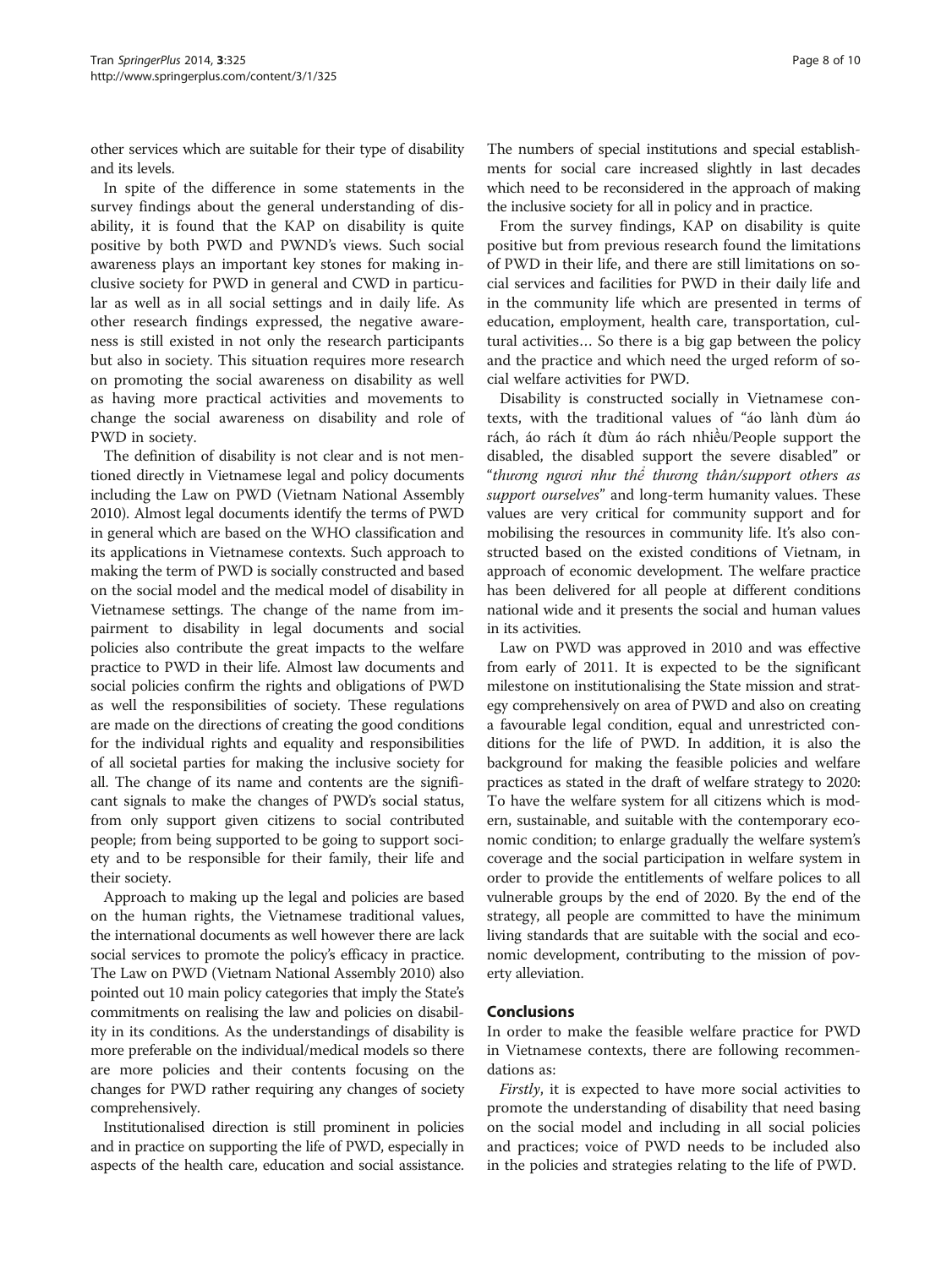other services which are suitable for their type of disability and its levels.

In spite of the difference in some statements in the survey findings about the general understanding of disability, it is found that the KAP on disability is quite positive by both PWD and PWND's views. Such social awareness plays an important key stones for making inclusive society for PWD in general and CWD in particular as well as in all social settings and in daily life. As other research findings expressed, the negative awareness is still existed in not only the research participants but also in society. This situation requires more research on promoting the social awareness on disability as well as having more practical activities and movements to change the social awareness on disability and role of PWD in society.

The definition of disability is not clear and is not mentioned directly in Vietnamese legal and policy documents including the Law on PWD (Vietnam National Assembly 2010). Almost legal documents identify the terms of PWD in general which are based on the WHO classification and its applications in Vietnamese contexts. Such approach to making the term of PWD is socially constructed and based on the social model and the medical model of disability in Vietnamese settings. The change of the name from impairment to disability in legal documents and social policies also contribute the great impacts to the welfare practice to PWD in their life. Almost law documents and social policies confirm the rights and obligations of PWD as well the responsibilities of society. These regulations are made on the directions of creating the good conditions for the individual rights and equality and responsibilities of all societal parties for making the inclusive society for all. The change of its name and contents are the significant signals to make the changes of PWD's social status, from only support given citizens to social contributed people; from being supported to be going to support society and to be responsible for their family, their life and their society.

Approach to making up the legal and policies are based on the human rights, the Vietnamese traditional values, the international documents as well however there are lack social services to promote the policy's efficacy in practice. The Law on PWD (Vietnam National Assembly 2010) also pointed out 10 main policy categories that imply the State's commitments on realising the law and policies on disability in its conditions. As the understandings of disability is more preferable on the individual/medical models so there are more policies and their contents focusing on the changes for PWD rather requiring any changes of society comprehensively.

Institutionalised direction is still prominent in policies and in practice on supporting the life of PWD, especially in aspects of the health care, education and social assistance. The numbers of special institutions and special establishments for social care increased slightly in last decades which need to be reconsidered in the approach of making the inclusive society for all in policy and in practice.

From the survey findings, KAP on disability is quite positive but from previous research found the limitations of PWD in their life, and there are still limitations on social services and facilities for PWD in their daily life and in the community life which are presented in terms of education, employment, health care, transportation, cultural activities… So there is a big gap between the policy and the practice and which need the urged reform of social welfare activities for PWD.

Disability is constructed socially in Vietnamese contexts, with the traditional values of "áo lành đùm áo rách, áo rách ít đùm áo rách nhiều/People support the disabled, the disabled support the severe disabled" or "*thương người như thể thương thân/support others as support ourselves*" and long-term humanity values. These values are very critical for community support and for mobilising the resources in community life. It's also constructed based on the existed conditions of Vietnam, in approach of economic development. The welfare practice has been delivered for all people at different conditions national wide and it presents the social and human values in its activities.

Law on PWD was approved in 2010 and was effective from early of 2011. It is expected to be the significant milestone on institutionalising the State mission and strategy comprehensively on area of PWD and also on creating a favourable legal condition, equal and unrestricted conditions for the life of PWD. In addition, it is also the background for making the feasible policies and welfare practices as stated in the draft of welfare strategy to 2020: To have the welfare system for all citizens which is modern, sustainable, and suitable with the contemporary economic condition; to enlarge gradually the welfare system's coverage and the social participation in welfare system in order to provide the entitlements of welfare polices to all vulnerable groups by the end of 2020. By the end of the strategy, all people are committed to have the minimum living standards that are suitable with the social and economic development, contributing to the mission of poverty alleviation.

## Conclusions

In order to make the feasible welfare practice for PWD in Vietnamese contexts, there are following recommendations as:

*Firstly*, it is expected to have more social activities to promote the understanding of disability that need basing on the social model and including in all social policies and practices; voice of PWD needs to be included also in the policies and strategies relating to the life of PWD.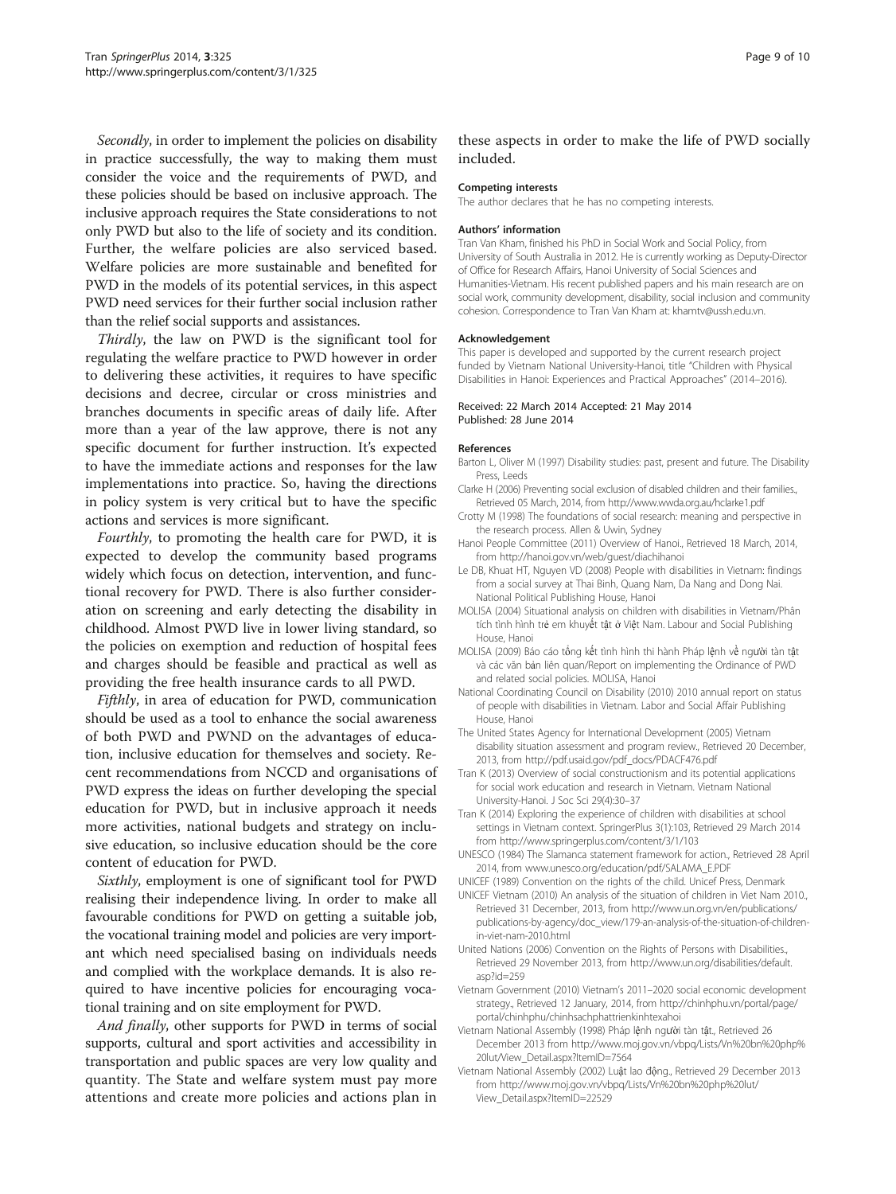*Secondly*, in order to implement the policies on disability in practice successfully, the way to making them must consider the voice and the requirements of PWD, and these policies should be based on inclusive approach. The inclusive approach requires the State considerations to not only PWD but also to the life of society and its condition. Further, the welfare policies are also serviced based. Welfare policies are more sustainable and benefited for PWD in the models of its potential services, in this aspect PWD need services for their further social inclusion rather than the relief social supports and assistances.

*Thirdly*, the law on PWD is the significant tool for regulating the welfare practice to PWD however in order to delivering these activities, it requires to have specific decisions and decree, circular or cross ministries and branches documents in specific areas of daily life. After more than a year of the law approve, there is not any specific document for further instruction. It's expected to have the immediate actions and responses for the law implementations into practice. So, having the directions in policy system is very critical but to have the specific actions and services is more significant.

*Fourthly*, to promoting the health care for PWD, it is expected to develop the community based programs widely which focus on detection, intervention, and functional recovery for PWD. There is also further consideration on screening and early detecting the disability in childhood. Almost PWD live in lower living standard, so the policies on exemption and reduction of hospital fees and charges should be feasible and practical as well as providing the free health insurance cards to all PWD.

*Fifthly*, in area of education for PWD, communication should be used as a tool to enhance the social awareness of both PWD and PWND on the advantages of education, inclusive education for themselves and society. Recent recommendations from NCCD and organisations of PWD express the ideas on further developing the special education for PWD, but in inclusive approach it needs more activities, national budgets and strategy on inclusive education, so inclusive education should be the core content of education for PWD.

*Sixthly*, employment is one of significant tool for PWD realising their independence living. In order to make all favourable conditions for PWD on getting a suitable job, the vocational training model and policies are very important which need specialised basing on individuals needs and complied with the workplace demands. It is also required to have incentive policies for encouraging vocational training and on site employment for PWD.

*And finally*, other supports for PWD in terms of social supports, cultural and sport activities and accessibility in transportation and public spaces are very low quality and quantity. The State and welfare system must pay more attentions and create more policies and actions plan in these aspects in order to make the life of PWD socially included.

#### Competing interests

The author declares that he has no competing interests.

#### Authors' information

Tran Van Kham, finished his PhD in Social Work and Social Policy, from University of South Australia in 2012. He is currently working as Deputy-Director of Office for Research Affairs, Hanoi University of Social Sciences and Humanities-Vietnam. His recent published papers and his main research are on social work, community development, disability, social inclusion and community cohesion. Correspondence to Tran Van Kham at: khamtv@ussh.edu.vn.

#### Acknowledgement

This paper is developed and supported by the current research project funded by Vietnam National University-Hanoi, title "Children with Physical Disabilities in Hanoi: Experiences and Practical Approaches" (2014–2016).

Received: 22 March 2014 Accepted: 21 May 2014
Published: 28 June 2014

#### References

Barton L, Oliver M (1997) Disability studies: past, present and future. The Disability Press, Leeds

Clarke H (2006) Preventing social exclusion of disabled children and their families., Retrieved 05 March, 2014, from http://www.wwda.org.au/hclarke1.pdf

Crotty M (1998) The foundations of social research: meaning and perspective in the research process. Allen & Uwin, Sydney

Hanoi People Committee (2011) Overview of Hanoi., Retrieved 18 March, 2014, from http://hanoi.gov.vn/web/guest/diachihanoi

Le DB, Khuat HT, Nguyen VD (2008) People with disabilities in Vietnam: findings from a social survey at Thai Binh, Quang Nam, Da Nang and Dong Nai. National Political Publishing House, Hanoi

MOLISA (2004) Situational analysis on children with disabilities in Vietnam/Phân tích tình hình trẻ em khuyết tật ở Việt Nam. Labour and Social Publishing House, Hanoi

MOLISA (2009) Báo cáo tổng kết tình hình thi hành Pháp lệnh về người tàn tật và các văn bản liên quan/Report on implementing the Ordinance of PWD and related social policies. MOLISA, Hanoi

National Coordinating Council on Disability (2010) 2010 annual report on status of people with disabilities in Vietnam. Labor and Social Affair Publishing House, Hanoi

The United States Agency for International Development (2005) Vietnam disability situation assessment and program review., Retrieved 20 December, 2013, from http://pdf.usaid.gov/pdf_docs/PDACF476.pdf

Tran K (2013) Overview of social constructionism and its potential applications for social work education and research in Vietnam. Vietnam National University-Hanoi. J Soc Sci 29(4):30–37

Tran K (2014) Exploring the experience of children with disabilities at school settings in Vietnam context. SpringerPlus 3(1):103, Retrieved 29 March 2014 from http://www.springerplus.com/content/3/1/103

UNESCO (1984) The Slamanca statement framework for action., Retrieved 28 April 2014, from www.unesco.org/education/pdf/SALAMA_E.PDF

UNICEF (1989) Convention on the rights of the child. Unicef Press, Denmark

UNICEF Vietnam (2010) An analysis of the situation of children in Viet Nam 2010., Retrieved 31 December, 2013, from http://www.un.org.vn/en/publications/publications-by-agency/doc_view/179-an-analysis-of-the-situation-of-children-in-viet-nam-2010.html

United Nations (2006) Convention on the Rights of Persons with Disabilities., Retrieved 29 November 2013, from http://www.un.org/disabilities/default.asp?id=259

Vietnam Government (2010) Vietnam's 2011–2020 social economic development strategy., Retrieved 12 January, 2014, from http://chinhphu.vn/portal/page/portal/chinhphu/chinhsachphattrienkinhtexahoi

Vietnam National Assembly (1998) Pháp lệnh người tàn tật., Retrieved 26 December 2013 from http://www.moj.gov.vn/vbpq/Lists/Vn%20bn%20php%20lut/View_Detail.aspx?ItemID=7564

Vietnam National Assembly (2002) Luật lao động., Retrieved 29 December 2013 from http://www.moj.gov.vn/vbpq/Lists/Vn%20bn%20php%20lut/View_Detail.aspx?ItemID=22529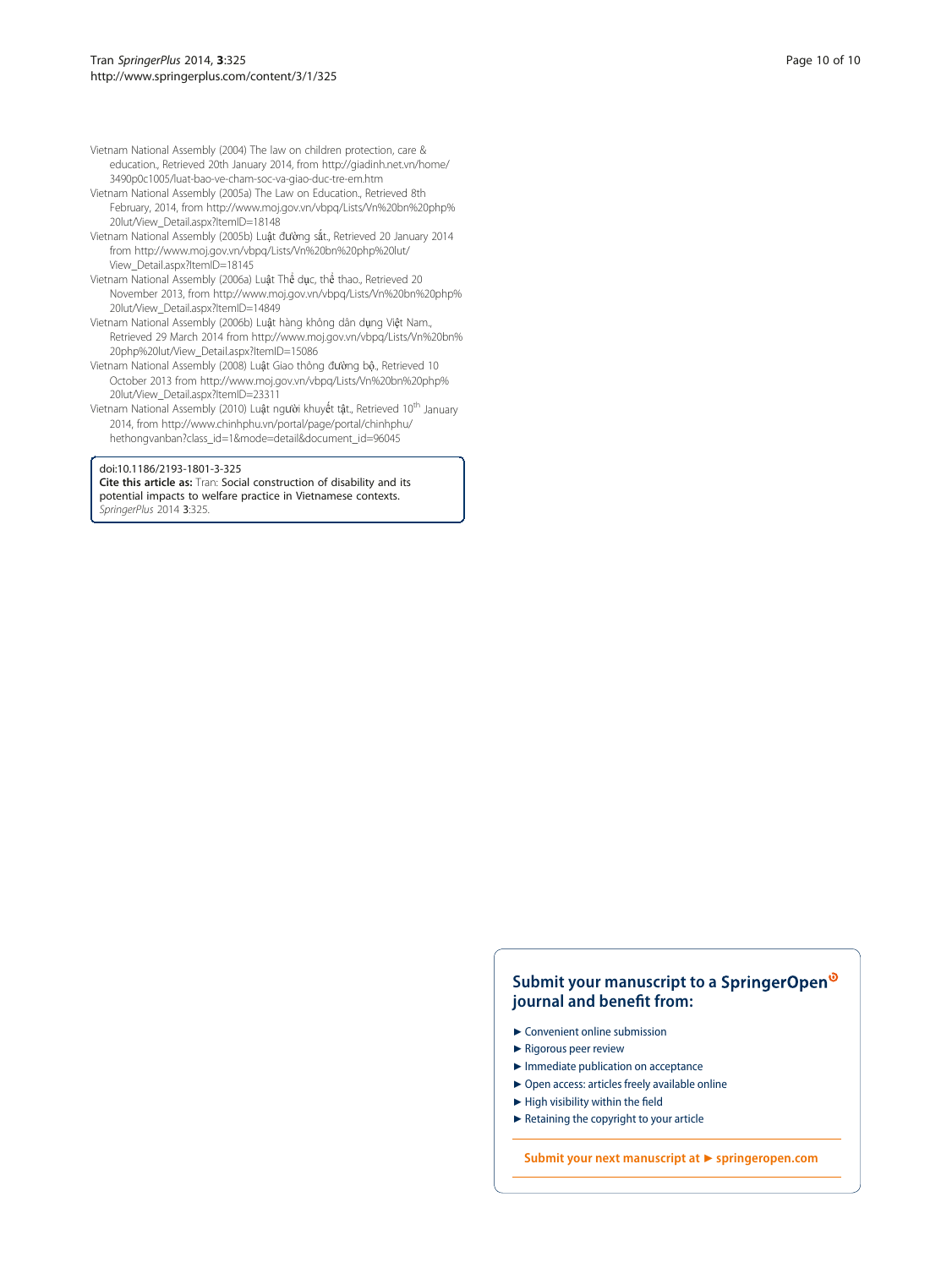Vietnam National Assembly (2004) The law on children protection, care & education., Retrieved 20th January 2014, from http://giadinh.net.vn/home/3490p0c1005/luat-bao-ve-cham-soc-va-giao-duc-tre-em.htm

Vietnam National Assembly (2005a) The Law on Education., Retrieved 8th February, 2014, from http://www.moj.gov.vn/vbpq/Lists/Vn%20bn%20php%20lut/View_Detail.aspx?ItemID=18148

Vietnam National Assembly (2005b) Luật đường sắt., Retrieved 20 January 2014 from http://www.moj.gov.vn/vbpq/Lists/Vn%20bn%20php%20lut/View_Detail.aspx?ItemID=18145

Vietnam National Assembly (2006a) Luật Thể dục, thể thao., Retrieved 20 November 2013, from http://www.moj.gov.vn/vbpq/Lists/Vn%20bn%20php%20lut/View_Detail.aspx?ItemID=14849

Vietnam National Assembly (2006b) Luật hàng không dân dụng Việt Nam., Retrieved 29 March 2014 from http://www.moj.gov.vn/vbpq/Lists/Vn%20bn%20php%20lut/View_Detail.aspx?ItemID=15086

Vietnam National Assembly (2008) Luật Giao thông đường bộ., Retrieved 10 October 2013 from http://www.moj.gov.vn/vbpq/Lists/Vn%20bn%20php%20lut/View_Detail.aspx?ItemID=23311

Vietnam National Assembly (2010) Luật người khuyết tật., Retrieved 10th January 2014, from http://www.chinhphu.vn/portal/page/portal/chinhphu/hethongvanban?class_id=1&mode=detail&document_id=96045

doi:10.1186/2193-1801-3-325

**Cite this article as:** Tran: Social construction of disability and its potential impacts to welfare practice in Vietnamese contexts. *SpringerPlus* 2014 **3**:325.

**Submit your manuscript to a SpringerOpen journal and benefit from:**

- ► Convenient online submission
- ► Rigorous peer review
- ► Immediate publication on acceptance
- ► Open access: articles freely available online
- ► High visibility within the field
- ► Retaining the copyright to your article

**Submit your next manuscript at ► springeropen.com**